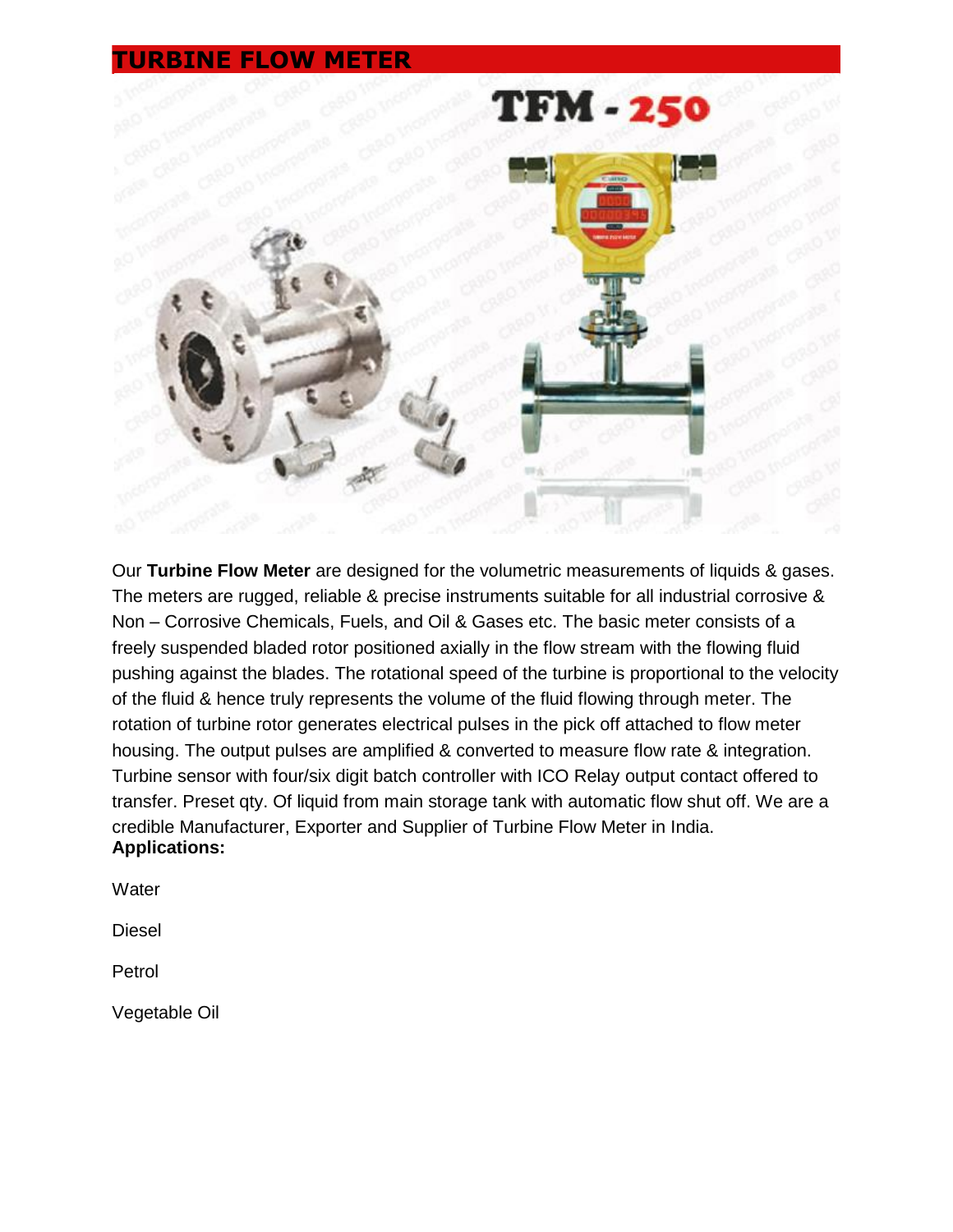# TURBINE FLOW METER

Our **Turbine Flow Meter** are designed for the volumetric measurements of liquids & gases. The meters are rugged, reliable & precise instruments suitable for all industrial corrosive & Non – Corrosive Chemicals, Fuels, and Oil & Gases etc. The basic meter consists of a freely suspended bladed rotor positioned axially in the flow stream with the flowing fluid pushing against the blades. The rotational speed of the turbine is proportional to the velocity of the fluid & hence truly represents the volume of the fluid flowing through meter. The rotation of turbine rotor generates electrical pulses in the pick off attached to flow meter housing. The output pulses are amplified & converted to measure flow rate & integration. Turbine sensor with four/six digit batch controller with ICO Relay output contact offered to transfer. Preset qty. Of liquid from main storage tank with automatic flow shut off. We are a credible Manufacturer, Exporter and Supplier of Turbine Flow Meter in India.

**Applications:**

Water

Diesel

Petrol

Vegetable Oil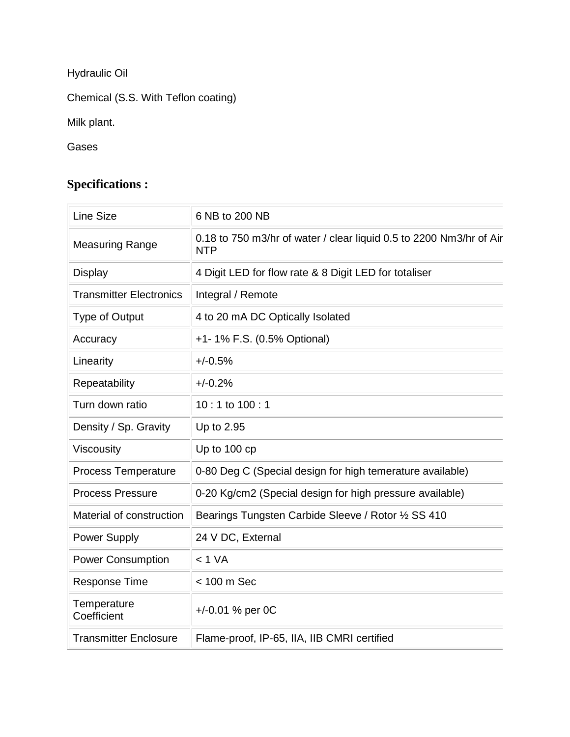Hydraulic Oil

Chemical (S.S. With Teflon coating)

Milk plant.

Gases

## Specifications :

| Line Size | 6 NB to 200 NB |
|---|---|
| Measuring Range | 0.18 to 750 m3/hr of water / clear liquid 0.5 to 2200 Nm3/hr of Air NTP |
| Display | 4 Digit LED for flow rate & 8 Digit LED for totaliser |
| Transmitter Electronics | Integral / Remote |
| Type of Output | 4 to 20 mA DC Optically Isolated |
| Accuracy | +1- 1% F.S. (0.5% Optional) |
| Linearity | +/-0.5% |
| Repeatability | +/-0.2% |
| Turn down ratio | 10 : 1 to 100 : 1 |
| Density / Sp. Gravity | Up to 2.95 |
| Viscousity | Up to 100 cp |
| Process Temperature | 0-80 Deg C (Special design for high temerature available) |
| Process Pressure | 0-20 Kg/cm2 (Special design for high pressure available) |
| Material of construction | Bearings Tungsten Carbide Sleeve / Rotor ½ SS 410 |
| Power Supply | 24 V DC, External |
| Power Consumption | < 1 VA |
| Response Time | < 100 m Sec |
| Temperature Coefficient | +/-0.01 % per 0C |
| Transmitter Enclosure | Flame-proof, IP-65, IIA, IIB CMRI certified |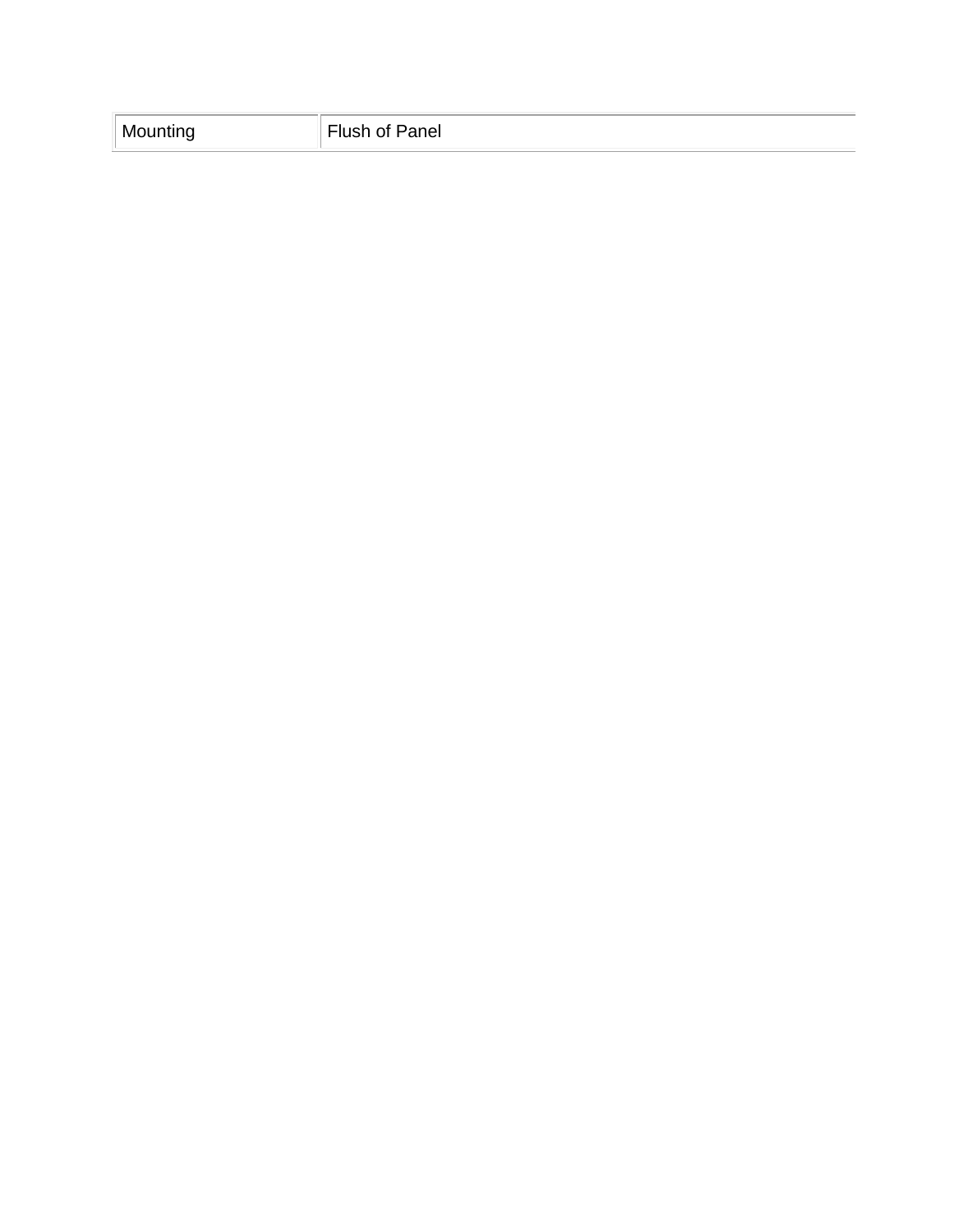| | |
|---|---|
| Mounting | Flush of Panel |